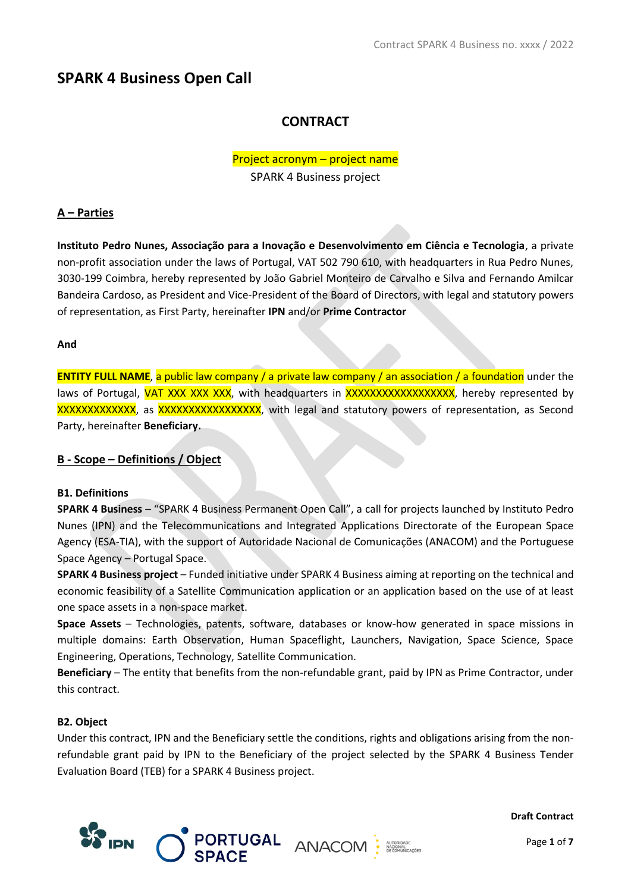# SPARK 4 Business Open Call

## CONTRACT

Project acronym – project name

SPARK 4 Business project

### A – Parties

**Instituto Pedro Nunes, Associação para a Inovação e Desenvolvimento em Ciência e Tecnologia**, a private non-profit association under the laws of Portugal, VAT 502 790 610, with headquarters in Rua Pedro Nunes, 3030-199 Coimbra, hereby represented by João Gabriel Monteiro de Carvalho e Silva and Fernando Amilcar Bandeira Cardoso, as President and Vice-President of the Board of Directors, with legal and statutory powers of representation, as First Party, hereinafter **IPN** and/or **Prime Contractor**

**And**

**ENTITY FULL NAME**, a public law company / a private law company / an association / a foundation under the laws of Portugal, VAT XXX XXX XXX, with headquarters in XXXXXXXXXXXXXXXXXX, hereby represented by XXXXXXXXXXXXX, as XXXXXXXXXXXXXXXXX, with legal and statutory powers of representation, as Second Party, hereinafter **Beneficiary.**

### B - Scope – Definitions / Object

**B1. Definitions**

**SPARK 4 Business** – "SPARK 4 Business Permanent Open Call", a call for projects launched by Instituto Pedro Nunes (IPN) and the Telecommunications and Integrated Applications Directorate of the European Space Agency (ESA-TIA), with the support of Autoridade Nacional de Comunicações (ANACOM) and the Portuguese Space Agency – Portugal Space.

**SPARK 4 Business project** – Funded initiative under SPARK 4 Business aiming at reporting on the technical and economic feasibility of a Satellite Communication application or an application based on the use of at least one space assets in a non-space market.

**Space Assets** – Technologies, patents, software, databases or know-how generated in space missions in multiple domains: Earth Observation, Human Spaceflight, Launchers, Navigation, Space Science, Space Engineering, Operations, Technology, Satellite Communication.

**Beneficiary** – The entity that benefits from the non-refundable grant, paid by IPN as Prime Contractor, under this contract.

**B2. Object**

Under this contract, IPN and the Beneficiary settle the conditions, rights and obligations arising from the non-refundable grant paid by IPN to the Beneficiary of the project selected by the SPARK 4 Business Tender Evaluation Board (TEB) for a SPARK 4 Business project.

**Draft Contract**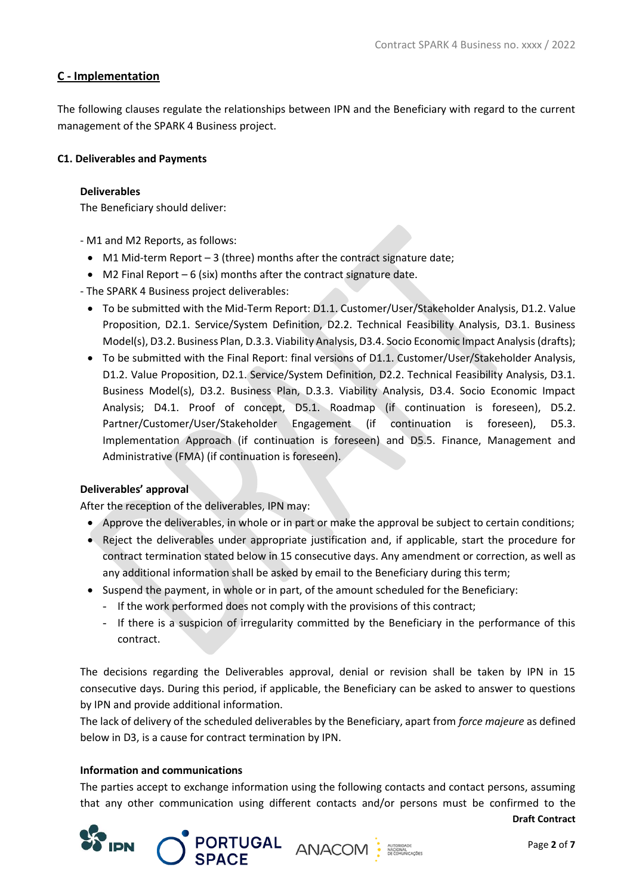## C - Implementation

The following clauses regulate the relationships between IPN and the Beneficiary with regard to the current management of the SPARK 4 Business project.

### C1. Deliverables and Payments

**Deliverables**

The Beneficiary should deliver:

- M1 and M2 Reports, as follows:
  - M1 Mid-term Report – 3 (three) months after the contract signature date;
  - M2 Final Report – 6 (six) months after the contract signature date.
- The SPARK 4 Business project deliverables:
  - To be submitted with the Mid-Term Report: D1.1. Customer/User/Stakeholder Analysis, D1.2. Value Proposition, D2.1. Service/System Definition, D2.2. Technical Feasibility Analysis, D3.1. Business Model(s), D3.2. Business Plan, D.3.3. Viability Analysis, D3.4. Socio Economic Impact Analysis (drafts);
  - To be submitted with the Final Report: final versions of D1.1. Customer/User/Stakeholder Analysis, D1.2. Value Proposition, D2.1. Service/System Definition, D2.2. Technical Feasibility Analysis, D3.1. Business Model(s), D3.2. Business Plan, D.3.3. Viability Analysis, D3.4. Socio Economic Impact Analysis; D4.1. Proof of concept, D5.1. Roadmap (if continuation is foreseen), D5.2. Partner/Customer/User/Stakeholder Engagement (if continuation is foreseen), D5.3. Implementation Approach (if continuation is foreseen) and D5.5. Finance, Management and Administrative (FMA) (if continuation is foreseen).

**Deliverables' approval**

After the reception of the deliverables, IPN may:

- Approve the deliverables, in whole or in part or make the approval be subject to certain conditions;
- Reject the deliverables under appropriate justification and, if applicable, start the procedure for contract termination stated below in 15 consecutive days. Any amendment or correction, as well as any additional information shall be asked by email to the Beneficiary during this term;
- Suspend the payment, in whole or in part, of the amount scheduled for the Beneficiary:
  - If the work performed does not comply with the provisions of this contract;
  - If there is a suspicion of irregularity committed by the Beneficiary in the performance of this contract.

The decisions regarding the Deliverables approval, denial or revision shall be taken by IPN in 15 consecutive days. During this period, if applicable, the Beneficiary can be asked to answer to questions by IPN and provide additional information.

The lack of delivery of the scheduled deliverables by the Beneficiary, apart from *force majeure* as defined below in D3, is a cause for contract termination by IPN.

**Information and communications**

The parties accept to exchange information using the following contacts and contact persons, assuming that any other communication using different contacts and/or persons must be confirmed to the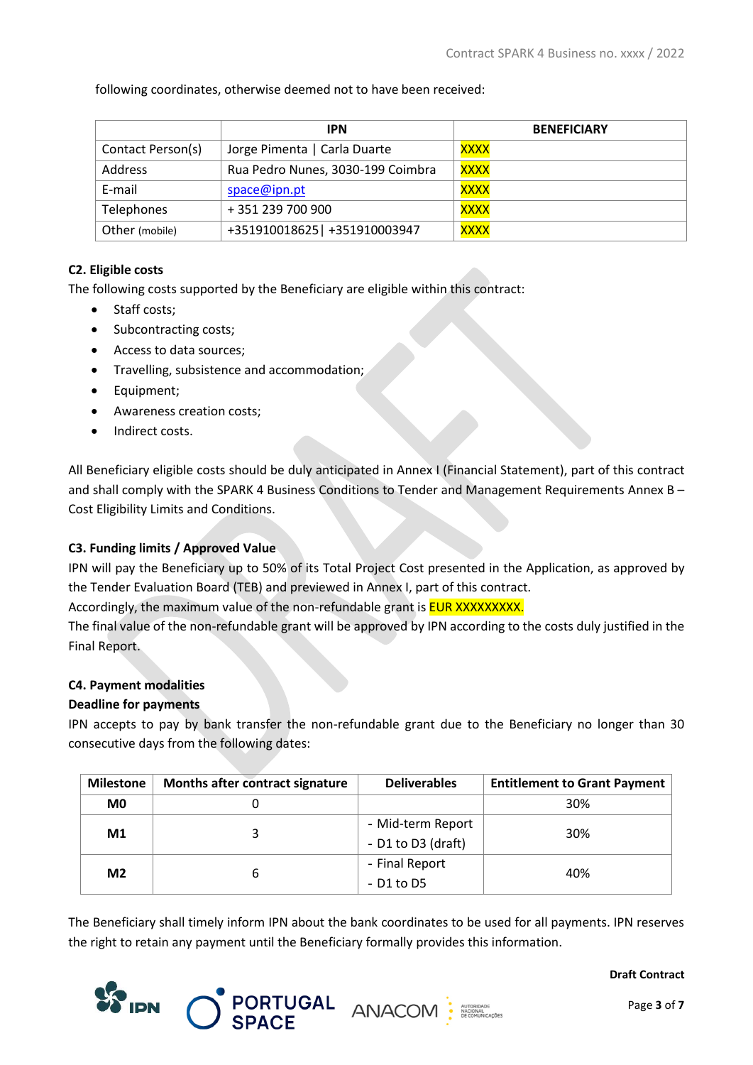following coordinates, otherwise deemed not to have been received:

| | IPN | BENEFICIARY |
|---|---|---|
| Contact Person(s) | Jorge Pimenta \| Carla Duarte | XXXX |
| Address | Rua Pedro Nunes, 3030-199 Coimbra | XXXX |
| E-mail | space@ipn.pt | XXXX |
| Telephones | + 351 239 700 900 | XXXX |
| Other (mobile) | +351910018625\| +351910003947 | XXXX |

### C2. Eligible costs

The following costs supported by the Beneficiary are eligible within this contract:

- Staff costs;
- Subcontracting costs;
- Access to data sources;
- Travelling, subsistence and accommodation;
- Equipment;
- Awareness creation costs;
- Indirect costs.

All Beneficiary eligible costs should be duly anticipated in Annex I (Financial Statement), part of this contract and shall comply with the SPARK 4 Business Conditions to Tender and Management Requirements Annex B – Cost Eligibility Limits and Conditions.

### C3. Funding limits / Approved Value

IPN will pay the Beneficiary up to 50% of its Total Project Cost presented in the Application, as approved by the Tender Evaluation Board (TEB) and previewed in Annex I, part of this contract.

Accordingly, the maximum value of the non-refundable grant is EUR XXXXXXXXX.

The final value of the non-refundable grant will be approved by IPN according to the costs duly justified in the Final Report.

### C4. Payment modalities

**Deadline for payments**

IPN accepts to pay by bank transfer the non-refundable grant due to the Beneficiary no longer than 30 consecutive days from the following dates:

| Milestone | Months after contract signature | Deliverables | Entitlement to Grant Payment |
|---|---|---|---|
| M0 | 0 | | 30% |
| M1 | 3 | - Mid-term Report<br>- D1 to D3 (draft) | 30% |
| M2 | 6 | - Final Report<br>- D1 to D5 | 40% |

The Beneficiary shall timely inform IPN about the bank coordinates to be used for all payments. IPN reserves the right to retain any payment until the Beneficiary formally provides this information.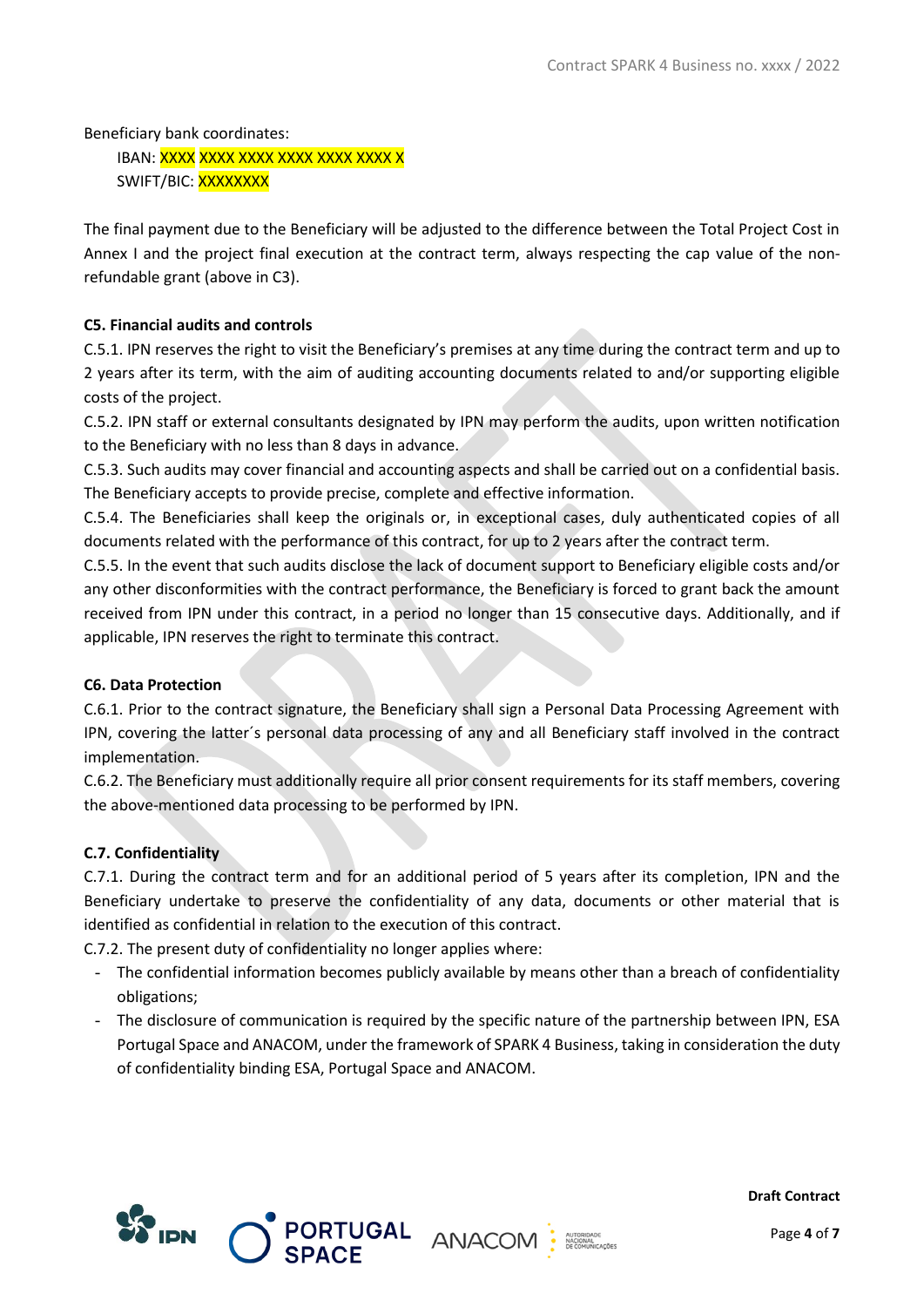Beneficiary bank coordinates:

IBAN: XXXX XXXX XXXX XXXX XXXX XXXX X
SWIFT/BIC: XXXXXXXX

The final payment due to the Beneficiary will be adjusted to the difference between the Total Project Cost in Annex I and the project final execution at the contract term, always respecting the cap value of the non-refundable grant (above in C3).

**C5. Financial audits and controls**

C.5.1. IPN reserves the right to visit the Beneficiary's premises at any time during the contract term and up to 2 years after its term, with the aim of auditing accounting documents related to and/or supporting eligible costs of the project.

C.5.2. IPN staff or external consultants designated by IPN may perform the audits, upon written notification to the Beneficiary with no less than 8 days in advance.

C.5.3. Such audits may cover financial and accounting aspects and shall be carried out on a confidential basis. The Beneficiary accepts to provide precise, complete and effective information.

C.5.4. The Beneficiaries shall keep the originals or, in exceptional cases, duly authenticated copies of all documents related with the performance of this contract, for up to 2 years after the contract term.

C.5.5. In the event that such audits disclose the lack of document support to Beneficiary eligible costs and/or any other disconformities with the contract performance, the Beneficiary is forced to grant back the amount received from IPN under this contract, in a period no longer than 15 consecutive days. Additionally, and if applicable, IPN reserves the right to terminate this contract.

**C6. Data Protection**

C.6.1. Prior to the contract signature, the Beneficiary shall sign a Personal Data Processing Agreement with IPN, covering the latter´s personal data processing of any and all Beneficiary staff involved in the contract implementation.

C.6.2. The Beneficiary must additionally require all prior consent requirements for its staff members, covering the above-mentioned data processing to be performed by IPN.

**C.7. Confidentiality**

C.7.1. During the contract term and for an additional period of 5 years after its completion, IPN and the Beneficiary undertake to preserve the confidentiality of any data, documents or other material that is identified as confidential in relation to the execution of this contract.

C.7.2. The present duty of confidentiality no longer applies where:

- The confidential information becomes publicly available by means other than a breach of confidentiality obligations;
- The disclosure of communication is required by the specific nature of the partnership between IPN, ESA Portugal Space and ANACOM, under the framework of SPARK 4 Business, taking in consideration the duty of confidentiality binding ESA, Portugal Space and ANACOM.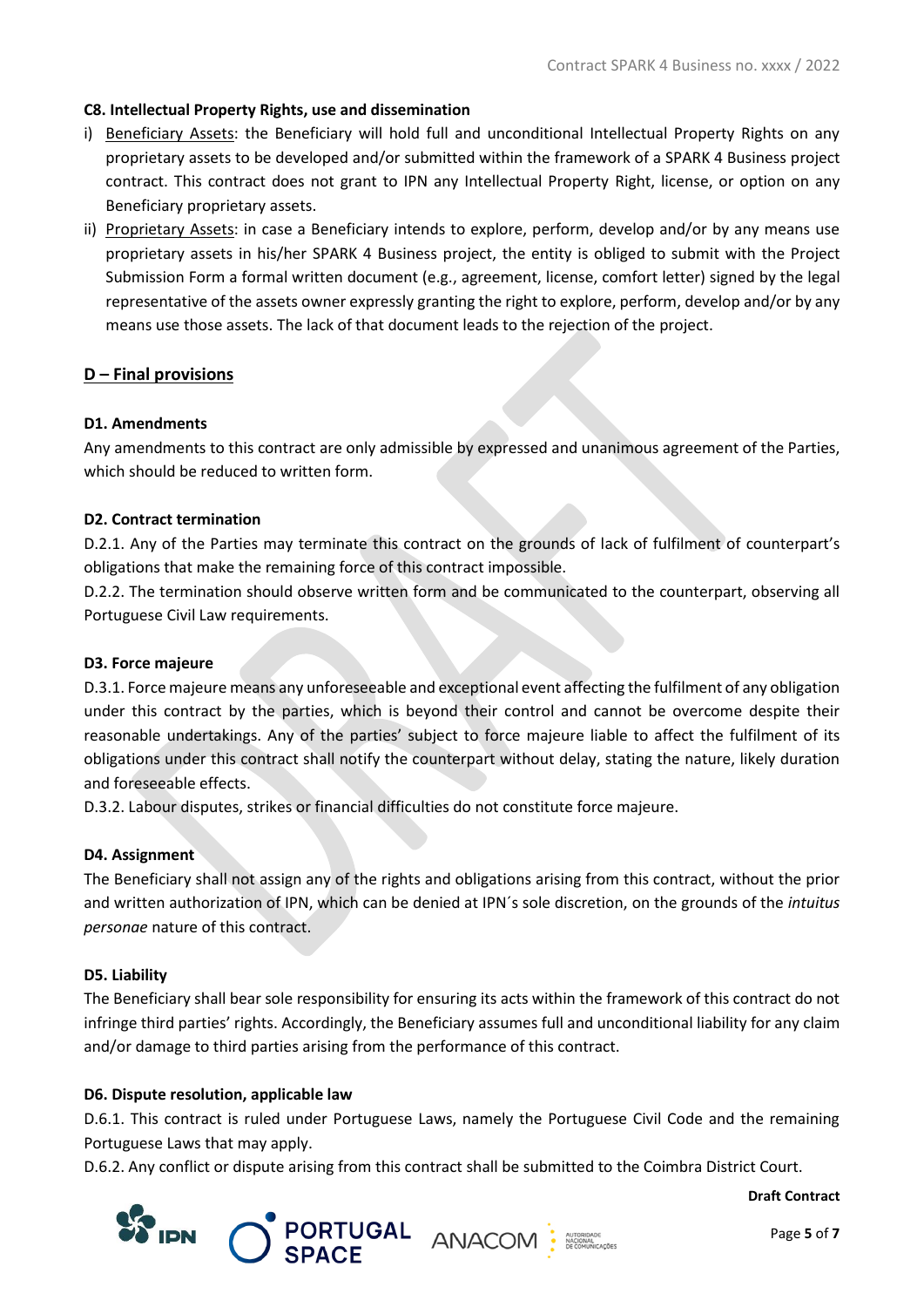### C8. Intellectual Property Rights, use and dissemination

i) Beneficiary Assets: the Beneficiary will hold full and unconditional Intellectual Property Rights on any proprietary assets to be developed and/or submitted within the framework of a SPARK 4 Business project contract. This contract does not grant to IPN any Intellectual Property Right, license, or option on any Beneficiary proprietary assets.

ii) Proprietary Assets: in case a Beneficiary intends to explore, perform, develop and/or by any means use proprietary assets in his/her SPARK 4 Business project, the entity is obliged to submit with the Project Submission Form a formal written document (e.g., agreement, license, comfort letter) signed by the legal representative of the assets owner expressly granting the right to explore, perform, develop and/or by any means use those assets. The lack of that document leads to the rejection of the project.

## D – Final provisions

### D1. Amendments

Any amendments to this contract are only admissible by expressed and unanimous agreement of the Parties, which should be reduced to written form.

### D2. Contract termination

D.2.1. Any of the Parties may terminate this contract on the grounds of lack of fulfilment of counterpart's obligations that make the remaining force of this contract impossible.

D.2.2. The termination should observe written form and be communicated to the counterpart, observing all Portuguese Civil Law requirements.

### D3. Force majeure

D.3.1. Force majeure means any unforeseeable and exceptional event affecting the fulfilment of any obligation under this contract by the parties, which is beyond their control and cannot be overcome despite their reasonable undertakings. Any of the parties' subject to force majeure liable to affect the fulfilment of its obligations under this contract shall notify the counterpart without delay, stating the nature, likely duration and foreseeable effects.

D.3.2. Labour disputes, strikes or financial difficulties do not constitute force majeure.

### D4. Assignment

The Beneficiary shall not assign any of the rights and obligations arising from this contract, without the prior and written authorization of IPN, which can be denied at IPN´s sole discretion, on the grounds of the *intuitus personae* nature of this contract.

### D5. Liability

The Beneficiary shall bear sole responsibility for ensuring its acts within the framework of this contract do not infringe third parties' rights. Accordingly, the Beneficiary assumes full and unconditional liability for any claim and/or damage to third parties arising from the performance of this contract.

### D6. Dispute resolution, applicable law

D.6.1. This contract is ruled under Portuguese Laws, namely the Portuguese Civil Code and the remaining Portuguese Laws that may apply.

D.6.2. Any conflict or dispute arising from this contract shall be submitted to the Coimbra District Court.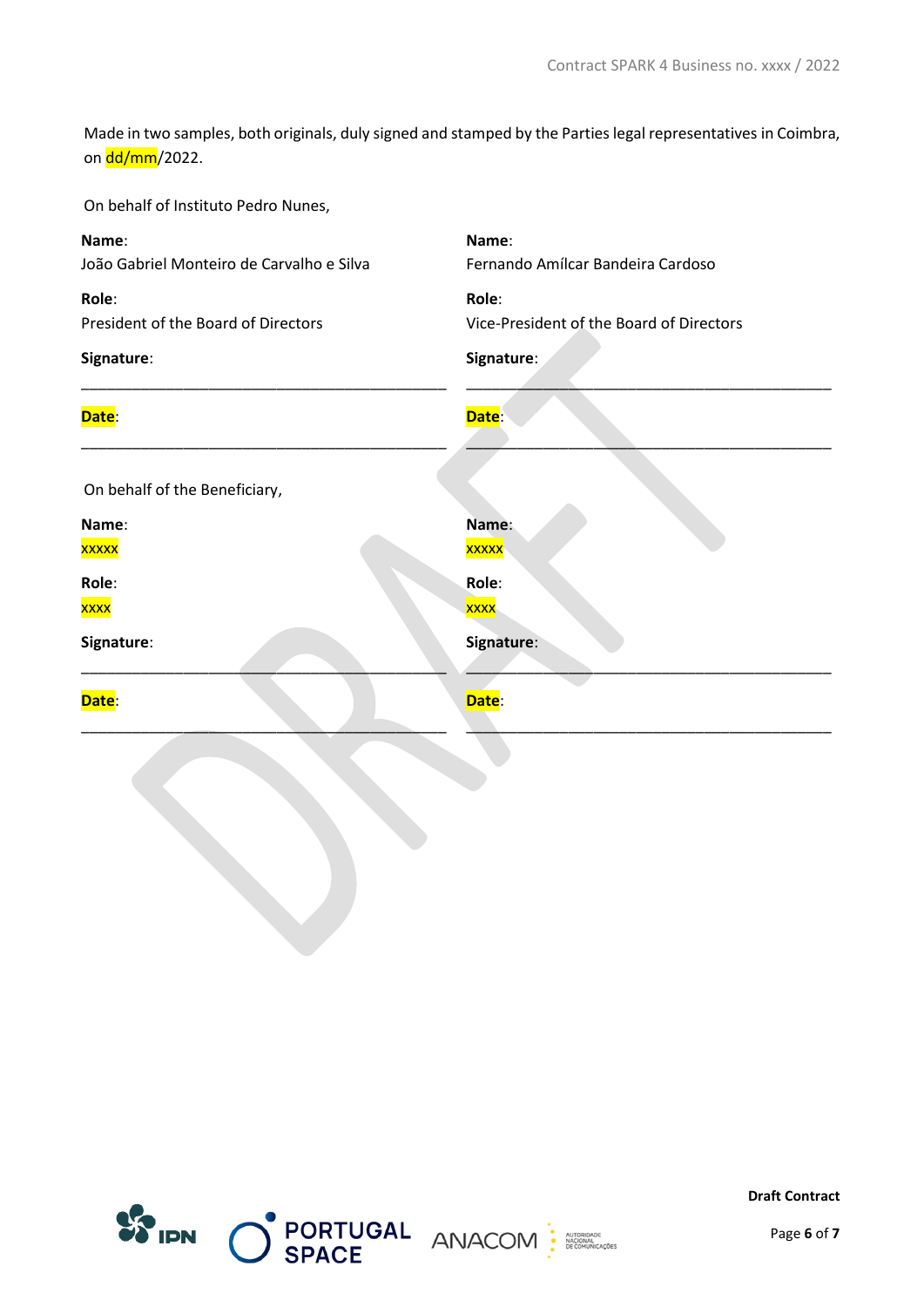Made in two samples, both originals, duly signed and stamped by the Parties legal representatives in Coimbra, on dd/mm/2022.

On behalf of Instituto Pedro Nunes,

| | |
|---|---|
| **Name**: | **Name**: |
| João Gabriel Monteiro de Carvalho e Silva | Fernando Amílcar Bandeira Cardoso |
| **Role**: | **Role**: |
| President of the Board of Directors | Vice-President of the Board of Directors |
| **Signature**: | **Signature**: |
| ______________________________ | ______________________________ |
| **Date**: | **Date**: |
| ______________________________ | ______________________________ |

On behalf of the Beneficiary,

| | |
|---|---|
| **Name**: | **Name**: |
| xxxxx | xxxxx |
| **Role**: | **Role**: |
| xxxx | xxxx |
| **Signature**: | **Signature**: |
| ______________________________ | ______________________________ |
| **Date**: | **Date**: |
| ______________________________ | ______________________________ |

**Draft Contract**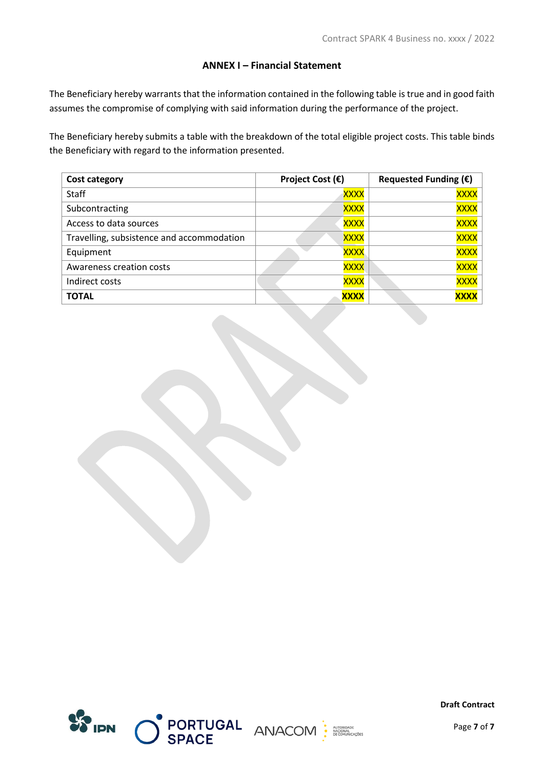## ANNEX I – Financial Statement

The Beneficiary hereby warrants that the information contained in the following table is true and in good faith assumes the compromise of complying with said information during the performance of the project.

The Beneficiary hereby submits a table with the breakdown of the total eligible project costs. This table binds the Beneficiary with regard to the information presented.

| Cost category | Project Cost (€) | Requested Funding (€) |
|---|---|---|
| Staff | XXXX | XXXX |
| Subcontracting | XXXX | XXXX |
| Access to data sources | XXXX | XXXX |
| Travelling, subsistence and accommodation | XXXX | XXXX |
| Equipment | XXXX | XXXX |
| Awareness creation costs | XXXX | XXXX |
| Indirect costs | XXXX | XXXX |
| **TOTAL** | **XXXX** | **XXXX** |